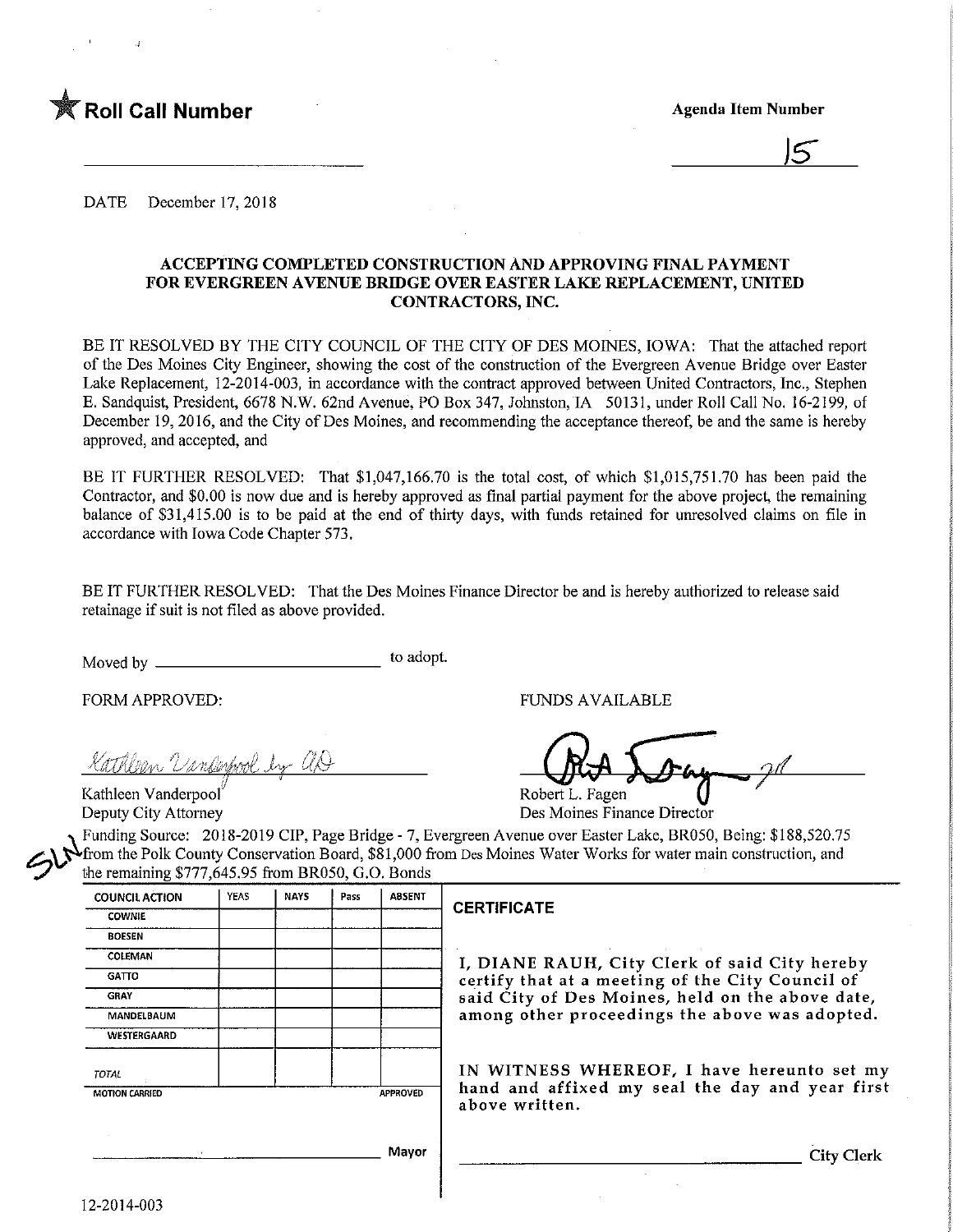★ **Roll Call Number**

**Agenda Item Number**

15

DATE December 17, 2018

**ACCEPTING COMPLETED CONSTRUCTION AND APPROVING FINAL PAYMENT FOR EVERGREEN AVENUE BRIDGE OVER EASTER LAKE REPLACEMENT, UNITED CONTRACTORS, INC.**

BE IT RESOLVED BY THE CITY COUNCIL OF THE CITY OF DES MOINES, IOWA: That the attached report of the Des Moines City Engineer, showing the cost of the construction of the Evergreen Avenue Bridge over Easter Lake Replacement, 12-2014-003, in accordance with the contract approved between United Contractors, Inc., Stephen E. Sandquist, President, 6678 N.W. 62nd Avenue, PO Box 347, Johnston, IA 50131, under Roll Call No. 16-2199, of December 19, 2016, and the City of Des Moines, and recommending the acceptance thereof, be and the same is hereby approved, and accepted, and

BE IT FURTHER RESOLVED: That $1,047,166.70 is the total cost, of which $1,015,751.70 has been paid the Contractor, and $0.00 is now due and is hereby approved as final partial payment for the above project, the remaining balance of $31,415.00 is to be paid at the end of thirty days, with funds retained for unresolved claims on file in accordance with Iowa Code Chapter 573.

BE IT FURTHER RESOLVED: That the Des Moines Finance Director be and is hereby authorized to release said retainage if suit is not filed as above provided.

Moved by ______________________ to adopt.

FORM APPROVED:

Kathleen Vanderpool by AD

Kathleen Vanderpool
Deputy City Attorney

FUNDS AVAILABLE

Robert L. Fagen
Des Moines Finance Director

Funding Source: 2018-2019 CIP, Page Bridge - 7, Evergreen Avenue over Easter Lake, BR050, Being: $188,520.75 from the Polk County Conservation Board, $81,000 from Des Moines Water Works for water main construction, and the remaining $777,645.95 from BR050, G.O. Bonds

| COUNCIL ACTION | YEAS | NAYS | Pass | ABSENT |
|---|---|---|---|---|
| COWNIE | | | | |
| BOESEN | | | | |
| COLEMAN | | | | |
| GATTO | | | | |
| GRAY | | | | |
| MANDELBAUM | | | | |
| WESTERGAARD | | | | |
| TOTAL | | | | |
| MOTION CARRIED | | | | APPROVED |

______________________ Mayor

**CERTIFICATE**

I, DIANE RAUH, City Clerk of said City hereby certify that at a meeting of the City Council of said City of Des Moines, held on the above date, among other proceedings the above was adopted.

IN WITNESS WHEREOF, I have hereunto set my hand and affixed my seal the day and year first above written.

______________________ City Clerk

12-2014-003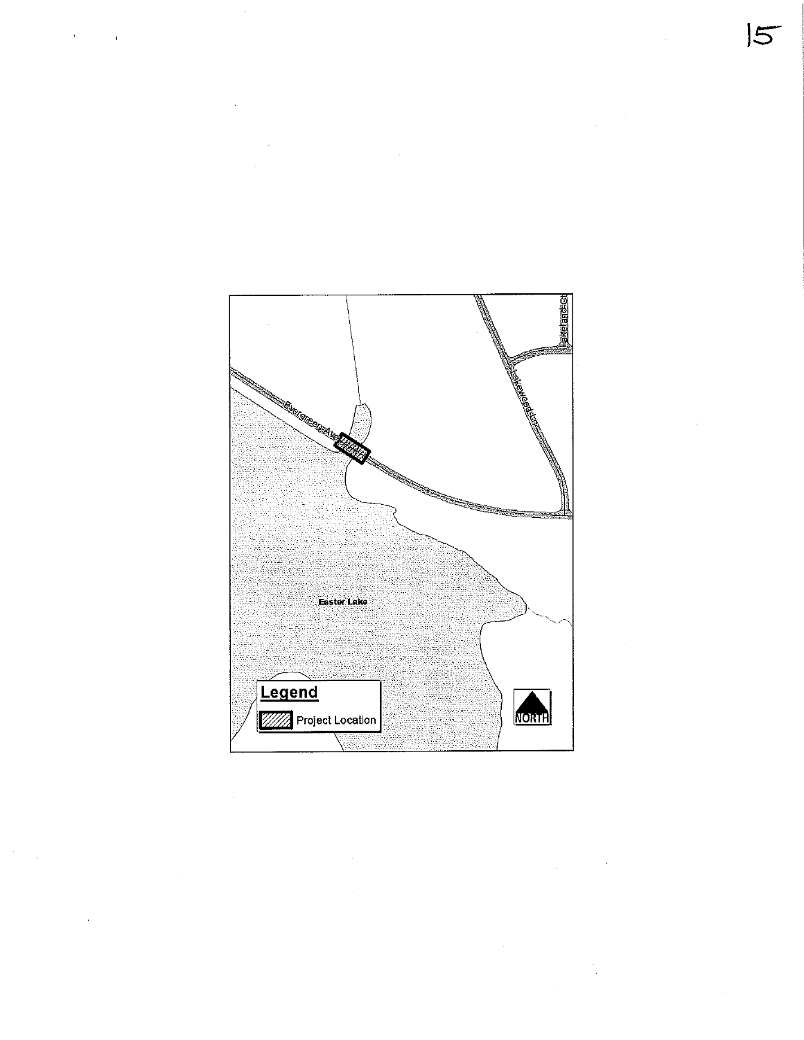Evergreen Ave

Lakewood Ln

Lakeland Ct

Easter Lake

**Legend**

Project Location

NORTH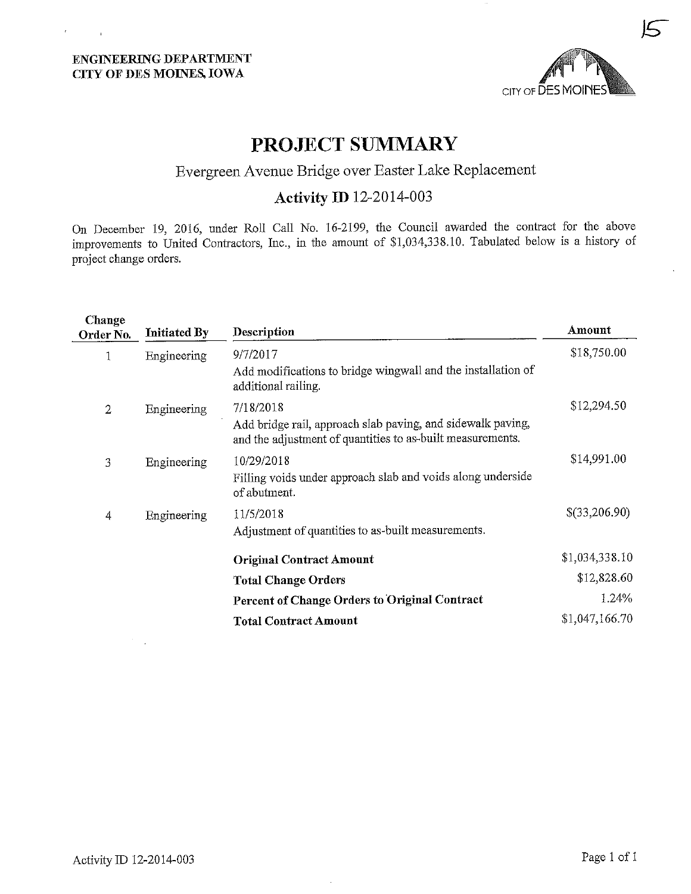15

**ENGINEERING DEPARTMENT**
**CITY OF DES MOINES, IOWA**

# PROJECT SUMMARY

## Evergreen Avenue Bridge over Easter Lake Replacement

### Activity ID 12-2014-003

On December 19, 2016, under Roll Call No. 16-2199, the Council awarded the contract for the above improvements to United Contractors, Inc., in the amount of $1,034,338.10. Tabulated below is a history of project change orders.

| Change Order No. | Initiated By | Description | Amount |
|---|---|---|---|
| 1 | Engineering | 9/7/2017<br>Add modifications to bridge wingwall and the installation of additional railing. | $18,750.00 |
| 2 | Engineering | 7/18/2018<br>Add bridge rail, approach slab paving, and sidewalk paving, and the adjustment of quantities to as-built measurements. | $12,294.50 |
| 3 | Engineering | 10/29/2018<br>Filling voids under approach slab and voids along underside of abutment. | $14,991.00 |
| 4 | Engineering | 11/5/2018<br>Adjustment of quantities to as-built measurements. | $(33,206.90) |
| | | **Original Contract Amount** | $1,034,338.10 |
| | | **Total Change Orders** | $12,828.60 |
| | | **Percent of Change Orders to Original Contract** | 1.24% |
| | | **Total Contract Amount** | $1,047,166.70 |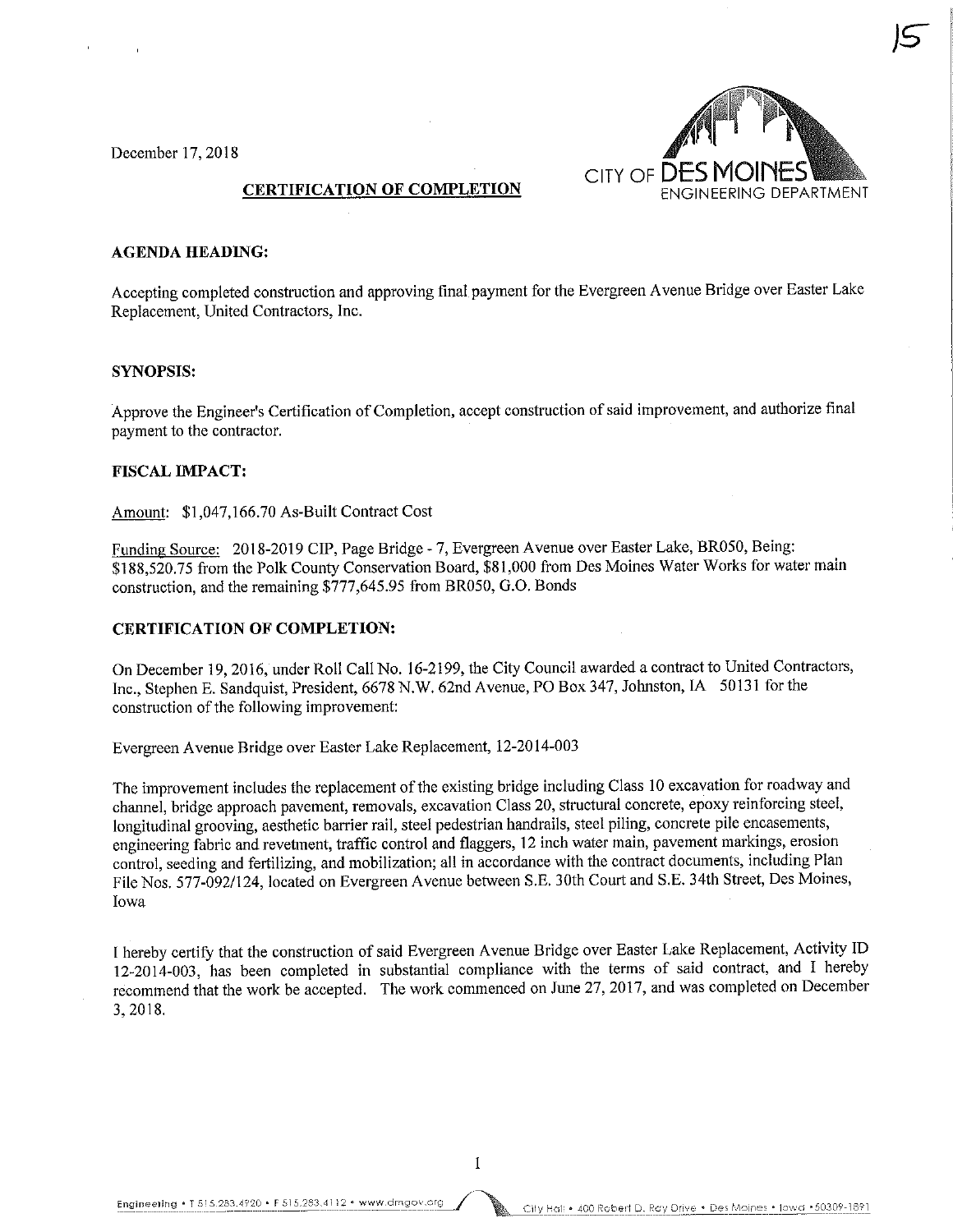15

December 17, 2018

CITY OF DES MOINES
ENGINEERING DEPARTMENT

## CERTIFICATION OF COMPLETION

### AGENDA HEADING:

Accepting completed construction and approving final payment for the Evergreen Avenue Bridge over Easter Lake Replacement, United Contractors, Inc.

### SYNOPSIS:

Approve the Engineer's Certification of Completion, accept construction of said improvement, and authorize final payment to the contractor.

### FISCAL IMPACT:

Amount: $1,047,166.70 As-Built Contract Cost

Funding Source: 2018-2019 CIP, Page Bridge - 7, Evergreen Avenue over Easter Lake, BR050, Being: $188,520.75 from the Polk County Conservation Board, $81,000 from Des Moines Water Works for water main construction, and the remaining $777,645.95 from BR050, G.O. Bonds

### CERTIFICATION OF COMPLETION:

On December 19, 2016, under Roll Call No. 16-2199, the City Council awarded a contract to United Contractors, Inc., Stephen E. Sandquist, President, 6678 N.W. 62nd Avenue, PO Box 347, Johnston, IA 50131 for the construction of the following improvement:

Evergreen Avenue Bridge over Easter Lake Replacement, 12-2014-003

The improvement includes the replacement of the existing bridge including Class 10 excavation for roadway and channel, bridge approach pavement, removals, excavation Class 20, structural concrete, epoxy reinforcing steel, longitudinal grooving, aesthetic barrier rail, steel pedestrian handrails, steel piling, concrete pile encasements, engineering fabric and revetment, traffic control and flaggers, 12 inch water main, pavement markings, erosion control, seeding and fertilizing, and mobilization; all in accordance with the contract documents, including Plan File Nos. 577-092/124, located on Evergreen Avenue between S.E. 30th Court and S.E. 34th Street, Des Moines, Iowa

I hereby certify that the construction of said Evergreen Avenue Bridge over Easter Lake Replacement, Activity ID 12-2014-003, has been completed in substantial compliance with the terms of said contract, and I hereby recommend that the work be accepted. The work commenced on June 27, 2017, and was completed on December 3, 2018.

Engineering • T 515.283.4920 • F 515.283.4112 • www.dmgov.org    City Hall • 400 Robert D. Ray Drive • Des Moines • Iowa • 50309-1891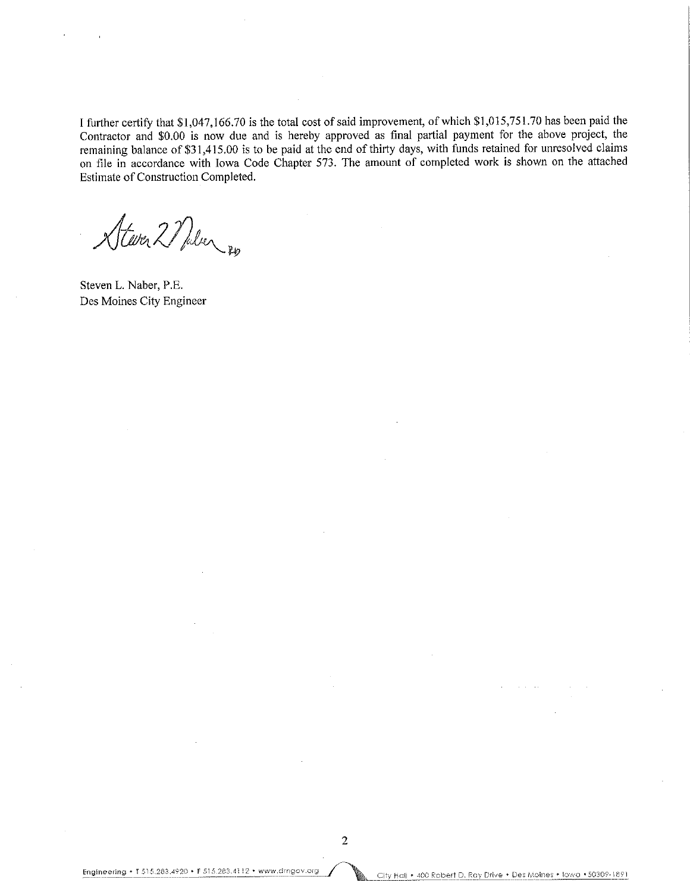I further certify that $1,047,166.70 is the total cost of said improvement, of which $1,015,751.70 has been paid the Contractor and $0.00 is now due and is hereby approved as final partial payment for the above project, the remaining balance of $31,415.00 is to be paid at the end of thirty days, with funds retained for unresolved claims on file in accordance with Iowa Code Chapter 573. The amount of completed work is shown on the attached Estimate of Construction Completed.

Steven L. Naber, P.E.
Des Moines City Engineer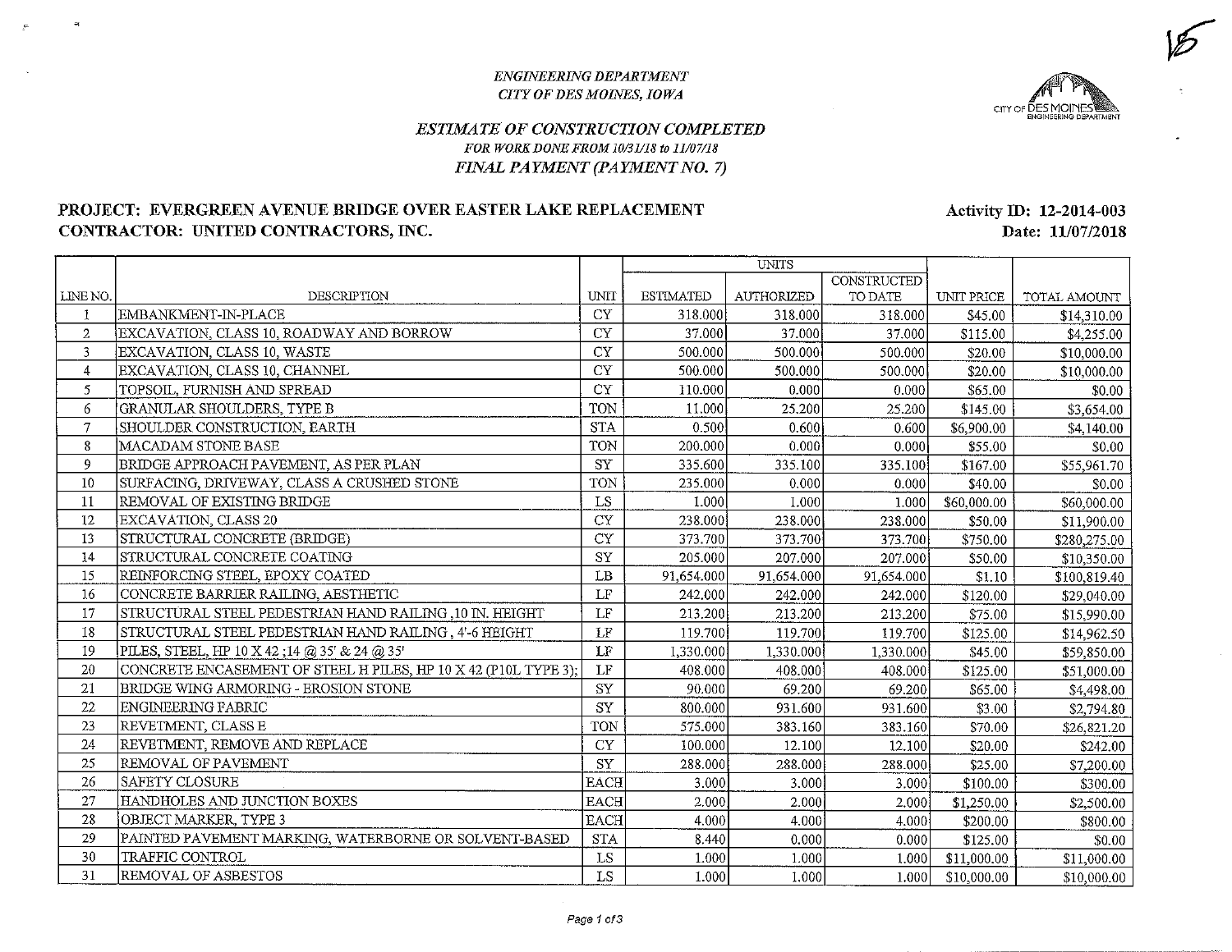*ENGINEERING DEPARTMENT*
*CITY OF DES MOINES, IOWA*

## *ESTIMATE OF CONSTRUCTION COMPLETED*

*FOR WORK DONE FROM 10/31/18 to 11/07/18*

*FINAL PAYMENT (PAYMENT NO. 7)*

**PROJECT: EVERGREEN AVENUE BRIDGE OVER EASTER LAKE REPLACEMENT** **Activity ID: 12-2014-003**

**CONTRACTOR: UNITED CONTRACTORS, INC.** **Date: 11/07/2018**

| LINE NO. | DESCRIPTION | UNIT | UNITS ESTIMATED | UNITS AUTHORIZED | UNITS CONSTRUCTED TO DATE | UNIT PRICE | TOTAL AMOUNT |
|---|---|---|---|---|---|---|---|
| 1 | EMBANKMENT-IN-PLACE | CY | 318.000 | 318.000 | 318.000 | $45.00 | $14,310.00 |
| 2 | EXCAVATION, CLASS 10, ROADWAY AND BORROW | CY | 37.000 | 37.000 | 37.000 | $115.00 | $4,255.00 |
| 3 | EXCAVATION, CLASS 10, WASTE | CY | 500.000 | 500.000 | 500.000 | $20.00 | $10,000.00 |
| 4 | EXCAVATION, CLASS 10, CHANNEL | CY | 500.000 | 500.000 | 500.000 | $20.00 | $10,000.00 |
| 5 | TOPSOIL, FURNISH AND SPREAD | CY | 110.000 | 0.000 | 0.000 | $65.00 | $0.00 |
| 6 | GRANULAR SHOULDERS, TYPE B | TON | 11.000 | 25.200 | 25.200 | $145.00 | $3,654.00 |
| 7 | SHOULDER CONSTRUCTION, EARTH | STA | 0.500 | 0.600 | 0.600 | $6,900.00 | $4,140.00 |
| 8 | MACADAM STONE BASE | TON | 200.000 | 0.000 | 0.000 | $55.00 | $0.00 |
| 9 | BRIDGE APPROACH PAVEMENT, AS PER PLAN | SY | 335.600 | 335.100 | 335.100 | $167.00 | $55,961.70 |
| 10 | SURFACING, DRIVEWAY, CLASS A CRUSHED STONE | TON | 235.000 | 0.000 | 0.000 | $40.00 | $0.00 |
| 11 | REMOVAL OF EXISTING BRIDGE | LS | 1.000 | 1.000 | 1.000 | $60,000.00 | $60,000.00 |
| 12 | EXCAVATION, CLASS 20 | CY | 238.000 | 238.000 | 238.000 | $50.00 | $11,900.00 |
| 13 | STRUCTURAL CONCRETE (BRIDGE) | CY | 373.700 | 373.700 | 373.700 | $750.00 | $280,275.00 |
| 14 | STRUCTURAL CONCRETE COATING | SY | 205.000 | 207.000 | 207.000 | $50.00 | $10,350.00 |
| 15 | REINFORCING STEEL, EPOXY COATED | LB | 91,654.000 | 91,654.000 | 91,654.000 | $1.10 | $100,819.40 |
| 16 | CONCRETE BARRIER RAILING, AESTHETIC | LF | 242.000 | 242.000 | 242.000 | $120.00 | $29,040.00 |
| 17 | STRUCTURAL STEEL PEDESTRIAN HAND RAILING ,10 IN. HEIGHT | LF | 213.200 | 213.200 | 213.200 | $75.00 | $15,990.00 |
| 18 | STRUCTURAL STEEL PEDESTRIAN HAND RAILING , 4'-6 HEIGHT | LF | 119.700 | 119.700 | 119.700 | $125.00 | $14,962.50 |
| 19 | PILES, STEEL, HP 10 X 42 ;14 @ 35' & 24 @ 35' | LF | 1,330.000 | 1,330.000 | 1,330.000 | $45.00 | $59,850.00 |
| 20 | CONCRETE ENCASEMENT OF STEEL H PILES, HP 10 X 42 (P10L TYPE 3); | LF | 408.000 | 408.000 | 408.000 | $125.00 | $51,000.00 |
| 21 | BRIDGE WING ARMORING - EROSION STONE | SY | 90.000 | 69.200 | 69.200 | $65.00 | $4,498.00 |
| 22 | ENGINEERING FABRIC | SY | 800.000 | 931.600 | 931.600 | $3.00 | $2,794.80 |
| 23 | REVETMENT, CLASS E | TON | 575.000 | 383.160 | 383.160 | $70.00 | $26,821.20 |
| 24 | REVETMENT, REMOVE AND REPLACE | CY | 100.000 | 12.100 | 12.100 | $20.00 | $242.00 |
| 25 | REMOVAL OF PAVEMENT | SY | 288.000 | 288.000 | 288.000 | $25.00 | $7,200.00 |
| 26 | SAFETY CLOSURE | EACH | 3.000 | 3.000 | 3.000 | $100.00 | $300.00 |
| 27 | HANDHOLES AND JUNCTION BOXES | EACH | 2.000 | 2.000 | 2.000 | $1,250.00 | $2,500.00 |
| 28 | OBJECT MARKER, TYPE 3 | EACH | 4.000 | 4.000 | 4.000 | $200.00 | $800.00 |
| 29 | PAINTED PAVEMENT MARKING, WATERBORNE OR SOLVENT-BASED | STA | 8.440 | 0.000 | 0.000 | $125.00 | $0.00 |
| 30 | TRAFFIC CONTROL | LS | 1.000 | 1.000 | 1.000 | $11,000.00 | $11,000.00 |
| 31 | REMOVAL OF ASBESTOS | LS | 1.000 | 1.000 | 1.000 | $10,000.00 | $10,000.00 |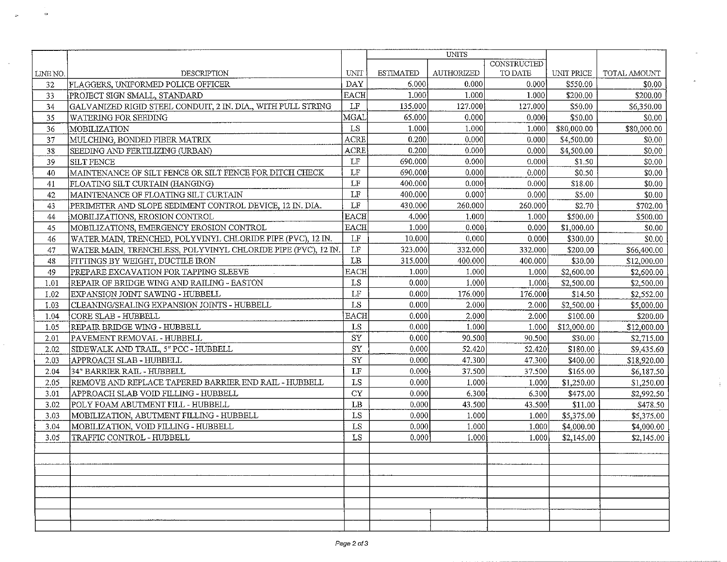| LINE NO. | DESCRIPTION | UNIT | UNITS | | | UNIT PRICE | TOTAL AMOUNT |
|---|---|---|---|---|---|---|---|
| | | | ESTIMATED | AUTHORIZED | CONSTRUCTED TO DATE | | |
| 32 | FLAGGERS, UNIFORMED POLICE OFFICER | DAY | 6.000 | 0.000 | 0.000 | $550.00 | $0.00 |
| 33 | PROJECT SIGN SMALL, STANDARD | EACH | 1.000 | 1.000 | 1.000 | $200.00 | $200.00 |
| 34 | GALVANIZED RIGID STEEL CONDUIT, 2 IN. DIA., WITH PULL STRING | LF | 135.000 | 127.000 | 127.000 | $50.00 | $6,350.00 |
| 35 | WATERING FOR SEEDING | MGAL | 65.000 | 0.000 | 0.000 | $50.00 | $0.00 |
| 36 | MOBILIZATION | LS | 1.000 | 1.000 | 1.000 | $80,000.00 | $80,000.00 |
| 37 | MULCHING, BONDED FIBER MATRIX | ACRE | 0.200 | 0.000 | 0.000 | $4,500.00 | $0.00 |
| 38 | SEEDING AND FERTILIZING (URBAN) | ACRE | 0.200 | 0.000 | 0.000 | $4,500.00 | $0.00 |
| 39 | SILT FENCE | LF | 690.000 | 0.000 | 0.000 | $1.50 | $0.00 |
| 40 | MAINTENANCE OF SILT FENCE OR SILT FENCE FOR DITCH CHECK | LF | 690.000 | 0.000 | 0.000 | $0.50 | $0.00 |
| 41 | FLOATING SILT CURTAIN (HANGING) | LF | 400.000 | 0.000 | 0.000 | $18.00 | $0.00 |
| 42 | MAINTENANCE OF FLOATING SILT CURTAIN | LF | 400.000 | 0.000 | 0.000 | $5.00 | $0.00 |
| 43 | PERIMETER AND SLOPE SEDIMENT CONTROL DEVICE, 12 IN. DIA. | LF | 430.000 | 260.000 | 260.000 | $2.70 | $702.00 |
| 44 | MOBILIZATIONS, EROSION CONTROL | EACH | 4.000 | 1.000 | 1.000 | $500.00 | $500.00 |
| 45 | MOBILIZATIONS, EMERGENCY EROSION CONTROL | EACH | 1.000 | 0.000 | 0.000 | $1,000.00 | $0.00 |
| 46 | WATER MAIN, TRENCHED, POLYVINYL CHLORIDE PIPE (PVC), 12 IN. | LF | 10.000 | 0.000 | 0.000 | $300.00 | $0.00 |
| 47 | WATER MAIN, TRENCHLESS, POLYVINYL CHLORIDE PIPE (PVC), 12 IN. | LF | 323.000 | 332.000 | 332.000 | $200.00 | $66,400.00 |
| 48 | FITTINGS BY WEIGHT, DUCTILE IRON | LB | 315.000 | 400.000 | 400.000 | $30.00 | $12,000.00 |
| 49 | PREPARE EXCAVATION FOR TAPPING SLEEVE | EACH | 1.000 | 1.000 | 1.000 | $2,600.00 | $2,600.00 |
| 1.01 | REPAIR OF BRIDGE WING AND RAILING - EASTON | LS | 0.000 | 1.000 | 1.000 | $2,500.00 | $2,500.00 |
| 1.02 | EXPANSION JOINT SAWING - HUBBELL | LF | 0.000 | 176.000 | 176.000 | $14.50 | $2,552.00 |
| 1.03 | CLEANING/SEALING EXPANSION JOINTS - HUBBELL | LS | 0.000 | 2.000 | 2.000 | $2,500.00 | $5,000.00 |
| 1.04 | CORE SLAB - HUBBELL | EACH | 0.000 | 2.000 | 2.000 | $100.00 | $200.00 |
| 1.05 | REPAIR BRIDGE WING - HUBBELL | LS | 0.000 | 1.000 | 1.000 | $12,000.00 | $12,000.00 |
| 2.01 | PAVEMENT REMOVAL - HUBBELL | SY | 0.000 | 90.500 | 90.500 | $30.00 | $2,715.00 |
| 2.02 | SIDEWALK AND TRAIL, 5" PCC - HUBBELL | SY | 0.000 | 52.420 | 52.420 | $180.00 | $9,435.60 |
| 2.03 | APPROACH SLAB - HUBBELL | SY | 0.000 | 47.300 | 47.300 | $400.00 | $18,920.00 |
| 2.04 | 34" BARRIER RAIL - HUBBELL | LF | 0.000 | 37.500 | 37.500 | $165.00 | $6,187.50 |
| 2.05 | REMOVE AND REPLACE TAPERED BARRIER END RAIL - HUBBELL | LS | 0.000 | 1.000 | 1.000 | $1,250.00 | $1,250.00 |
| 3.01 | APPROACH SLAB VOID FILLING - HUBBELL | CY | 0.000 | 6.300 | 6.300 | $475.00 | $2,992.50 |
| 3.02 | POLY FOAM ABUTMENT FILL - HUBBELL | LB | 0.000 | 43.500 | 43.500 | $11.00 | $478.50 |
| 3.03 | MOBILIZATION, ABUTMENT FILLING - HUBBELL | LS | 0.000 | 1.000 | 1.000 | $5,375.00 | $5,375.00 |
| 3.04 | MOBILIZATION, VOID FILLING - HUBBELL | LS | 0.000 | 1.000 | 1.000 | $4,000.00 | $4,000.00 |
| 3.05 | TRAFFIC CONTROL - HUBBELL | LS | 0.000 | 1.000 | 1.000 | $2,145.00 | $2,145.00 |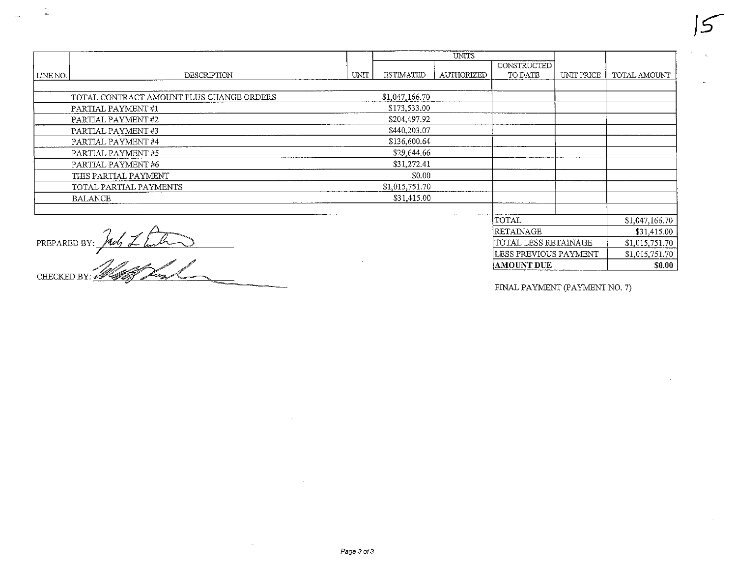| LINE NO. | DESCRIPTION | UNIT | UNITS ESTIMATED | UNITS AUTHORIZED | CONSTRUCTED TO DATE | UNIT PRICE | TOTAL AMOUNT |
|---|---|---|---|---|---|---|---|
| | TOTAL CONTRACT AMOUNT PLUS CHANGE ORDERS | | $1,047,166.70 | | | | |
| | PARTIAL PAYMENT #1 | | $173,533.00 | | | | |
| | PARTIAL PAYMENT #2 | | $204,497.92 | | | | |
| | PARTIAL PAYMENT #3 | | $440,203.07 | | | | |
| | PARTIAL PAYMENT #4 | | $136,600.64 | | | | |
| | PARTIAL PAYMENT #5 | | $29,644.66 | | | | |
| | PARTIAL PAYMENT #6 | | $31,272.41 | | | | |
| | THIS PARTIAL PAYMENT | | $0.00 | | | | |
| | TOTAL PARTIAL PAYMENTS | | $1,015,751.70 | | | | |
| | BALANCE | | $31,415.00 | | | | |

| | |
|---|---|
| TOTAL | $1,047,166.70 |
| RETAINAGE | $31,415.00 |
| TOTAL LESS RETAINAGE | $1,015,751.70 |
| LESS PREVIOUS PAYMENT | $1,015,751.70 |
| **AMOUNT DUE** | **$0.00** |

PREPARED BY: [signature]

CHECKED BY: [signature]

FINAL PAYMENT (PAYMENT NO. 7)